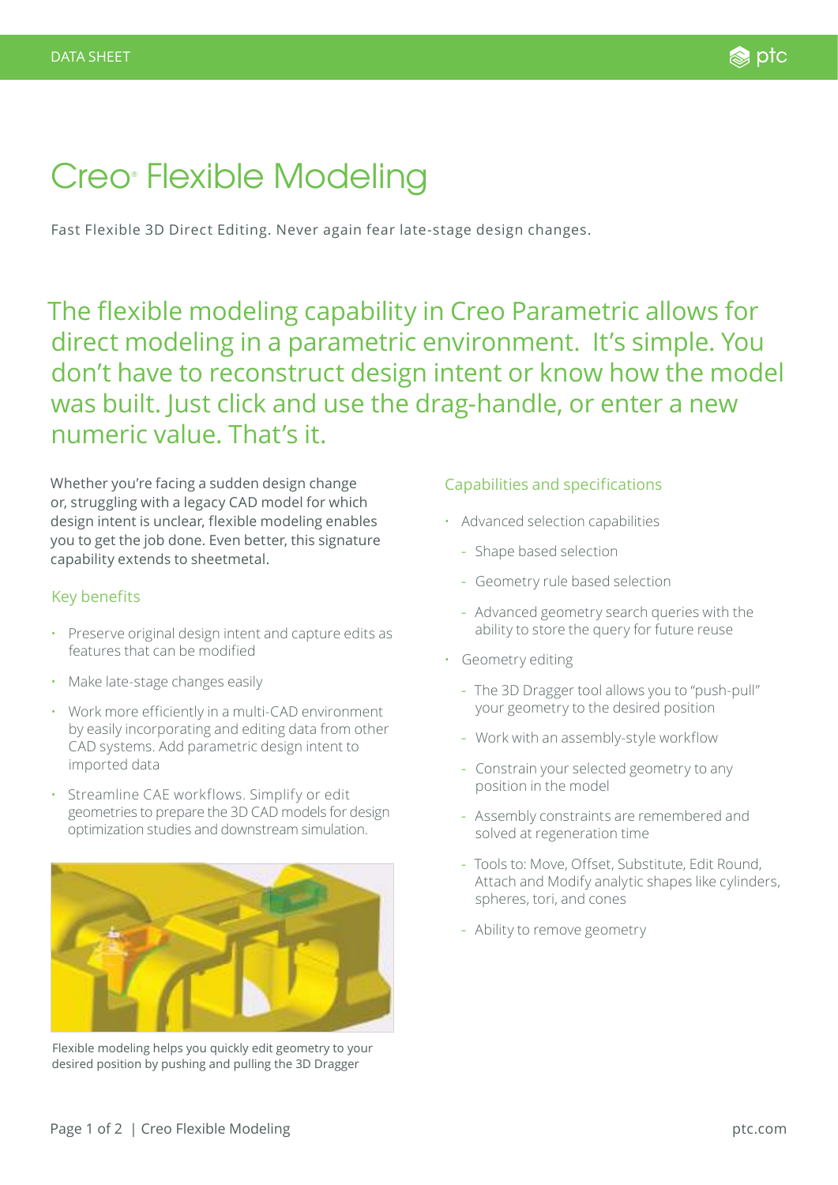# Creo® Flexible Modeling

Fast Flexible 3D Direct Editing. Never again fear late-stage design changes.

## The flexible modeling capability in Creo Parametric allows for direct modeling in a parametric environment. It's simple. You don't have to reconstruct design intent or know how the model was built. Just click and use the drag-handle, or enter a new numeric value. That's it.

Whether you're facing a sudden design change or, struggling with a legacy CAD model for which design intent is unclear, flexible modeling enables you to get the job done. Even better, this signature capability extends to sheetmetal.

### Key benefits

- Preserve original design intent and capture edits as features that can be modified
- Make late-stage changes easily
- Work more efficiently in a multi-CAD environment by easily incorporating and editing data from other CAD systems. Add parametric design intent to imported data
- Streamline CAE workflows. Simplify or edit geometries to prepare the 3D CAD models for design optimization studies and downstream simulation.

Flexible modeling helps you quickly edit geometry to your desired position by pushing and pulling the 3D Dragger

### Capabilities and specifications

- Advanced selection capabilities
  - Shape based selection
  - Geometry rule based selection
  - Advanced geometry search queries with the ability to store the query for future reuse
- Geometry editing
  - The 3D Dragger tool allows you to "push-pull" your geometry to the desired position
  - Work with an assembly-style workflow
  - Constrain your selected geometry to any position in the model
  - Assembly constraints are remembered and solved at regeneration time
  - Tools to: Move, Offset, Substitute, Edit Round, Attach and Modify analytic shapes like cylinders, spheres, tori, and cones
  - Ability to remove geometry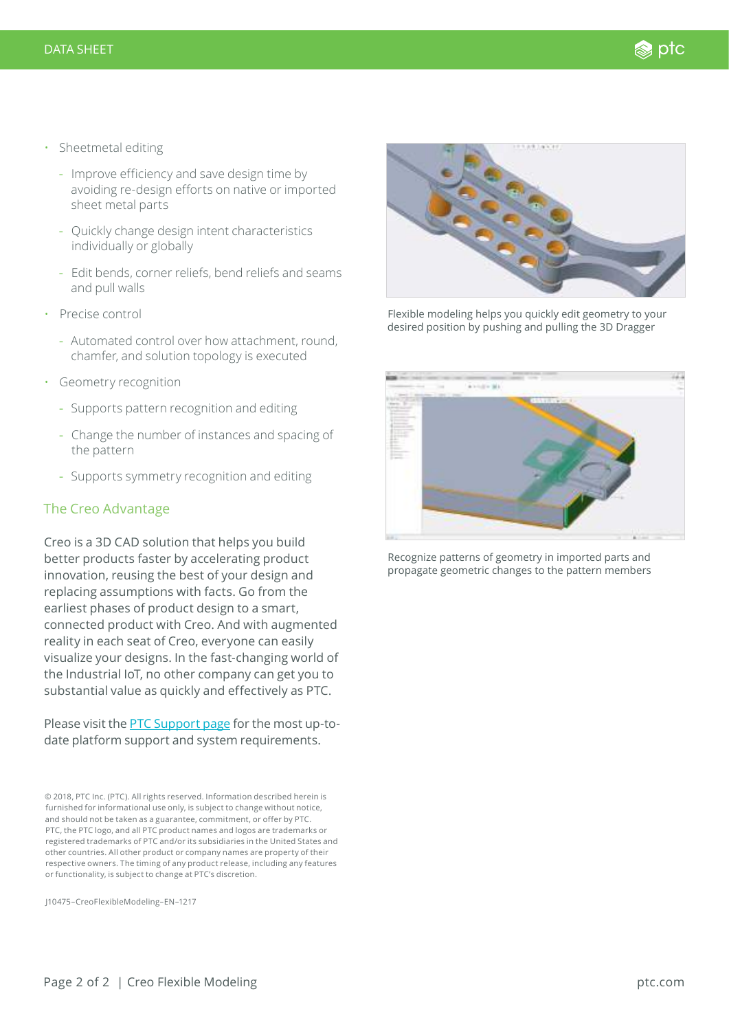- Sheetmetal editing
  - Improve efficiency and save design time by avoiding re-design efforts on native or imported sheet metal parts
  - Quickly change design intent characteristics individually or globally
  - Edit bends, corner reliefs, bend reliefs and seams and pull walls
- Precise control
  - Automated control over how attachment, round, chamfer, and solution topology is executed
- Geometry recognition
  - Supports pattern recognition and editing
  - Change the number of instances and spacing of the pattern
  - Supports symmetry recognition and editing

## The Creo Advantage

Creo is a 3D CAD solution that helps you build better products faster by accelerating product innovation, reusing the best of your design and replacing assumptions with facts. Go from the earliest phases of product design to a smart, connected product with Creo. And with augmented reality in each seat of Creo, everyone can easily visualize your designs. In the fast-changing world of the Industrial IoT, no other company can get you to substantial value as quickly and effectively as PTC.

Please visit the PTC Support page for the most up-to-date platform support and system requirements.

© 2018, PTC Inc. (PTC). All rights reserved. Information described herein is furnished for informational use only, is subject to change without notice, and should not be taken as a guarantee, commitment, or offer by PTC. PTC, the PTC logo, and all PTC product names and logos are trademarks or registered trademarks of PTC and/or its subsidiaries in the United States and other countries. All other product or company names are property of their respective owners. The timing of any product release, including any features or functionality, is subject to change at PTC's discretion.

J10475–CreoFlexibleModeling–EN–1217

Flexible modeling helps you quickly edit geometry to your desired position by pushing and pulling the 3D Dragger

Recognize patterns of geometry in imported parts and propagate geometric changes to the pattern members